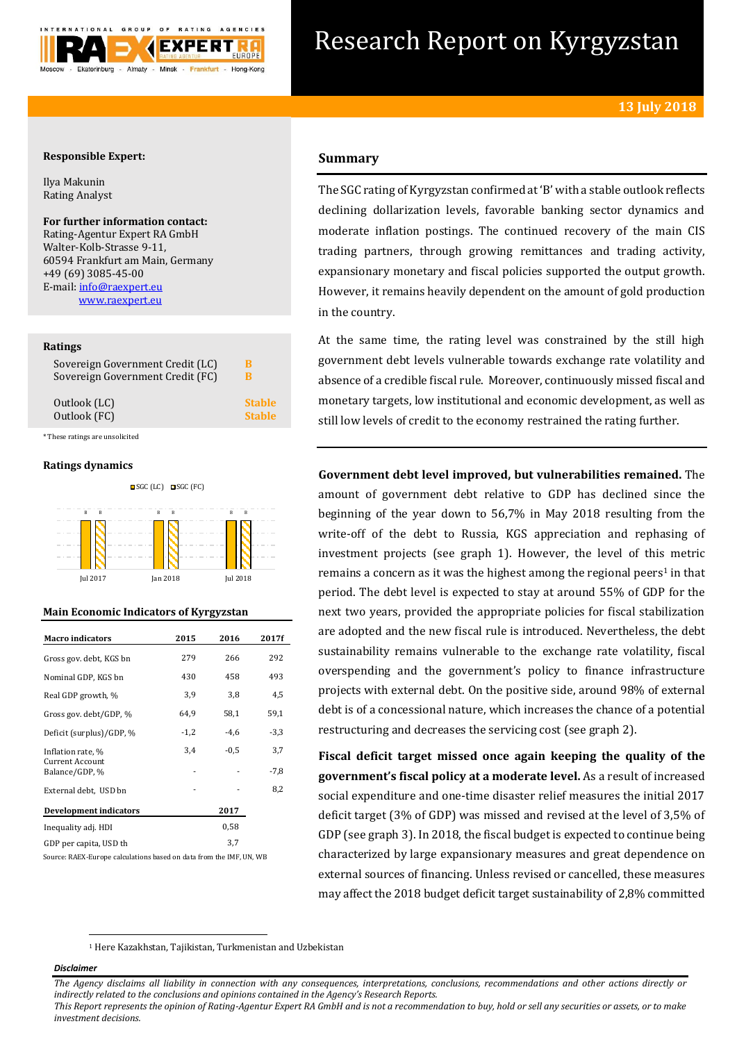# Research Report on Kyrgyzstan

**13 July 2018**

**Responsible Expert:**

Ilya Makunin
Rating Analyst

**For further information contact:**
Rating-Agentur Expert RA GmbH
Walter-Kolb-Strasse 9-11,
60594 Frankfurt am Main, Germany
+49 (69) 3085-45-00
E-mail: info@raexpert.eu
www.raexpert.eu

**Ratings**

| | |
|---|---|
| Sovereign Government Credit (LC) | B |
| Sovereign Government Credit (FC) | B |
| Outlook (LC) | Stable |
| Outlook (FC) | Stable |

*These ratings are unsolicited

**Ratings dynamics**

SGC (LC) SGC (FC)

| | Jul 2017 | Jan 2018 | Jul 2018 |
|---|---|---|---|
| SGC (LC) | B | B | B |
| SGC (FC) | B | B | B |

**Main Economic Indicators of Kyrgyzstan**

| Macro indicators | 2015 | 2016 | 2017f |
|---|---|---|---|
| Gross gov. debt, KGS bn | 279 | 266 | 292 |
| Nominal GDP, KGS bn | 430 | 458 | 493 |
| Real GDP growth, % | 3,9 | 3,8 | 4,5 |
| Gross gov. debt/GDP, % | 64,9 | 58,1 | 59,1 |
| Deficit (surplus)/GDP, % | -1,2 | -4,6 | -3,3 |
| Inflation rate, % | 3,4 | -0,5 | 3,7 |
| Current Account Balance/GDP, % | - | - | -7,8 |
| External debt, USD bn | - | - | 8,2 |
| **Development indicators** | | **2017** | |
| Inequality adj. HDI | | 0,58 | |
| GDP per capita, USD th | | 3,7 | |

Source: RAEX-Europe calculations based on data from the IMF, UN, WB

## Summary

The SGC rating of Kyrgyzstan confirmed at 'B' with a stable outlook reflects declining dollarization levels, favorable banking sector dynamics and moderate inflation postings. The continued recovery of the main CIS trading partners, through growing remittances and trading activity, expansionary monetary and fiscal policies supported the output growth. However, it remains heavily dependent on the amount of gold production in the country.

At the same time, the rating level was constrained by the still high government debt levels vulnerable towards exchange rate volatility and absence of a credible fiscal rule. Moreover, continuously missed fiscal and monetary targets, low institutional and economic development, as well as still low levels of credit to the economy restrained the rating further.

**Government debt level improved, but vulnerabilities remained.** The amount of government debt relative to GDP has declined since the beginning of the year down to 56,7% in May 2018 resulting from the write-off of the debt to Russia, KGS appreciation and rephasing of investment projects (see graph 1). However, the level of this metric remains a concern as it was the highest among the regional peers[1] in that period. The debt level is expected to stay at around 55% of GDP for the next two years, provided the appropriate policies for fiscal stabilization are adopted and the new fiscal rule is introduced. Nevertheless, the debt sustainability remains vulnerable to the exchange rate volatility, fiscal overspending and the government's policy to finance infrastructure projects with external debt. On the positive side, around 98% of external debt is of a concessional nature, which increases the chance of a potential restructuring and decreases the servicing cost (see graph 2).

**Fiscal deficit target missed once again keeping the quality of the government's fiscal policy at a moderate level.** As a result of increased social expenditure and one-time disaster relief measures the initial 2017 deficit target (3% of GDP) was missed and revised at the level of 3,5% of GDP (see graph 3). In 2018, the fiscal budget is expected to continue being characterized by large expansionary measures and great dependence on external sources of financing. Unless revised or cancelled, these measures may affect the 2018 budget deficit target sustainability of 2,8% committed

[1] Here Kazakhstan, Tajikistan, Turkmenistan and Uzbekistan

***Disclaimer***

*The Agency disclaims all liability in connection with any consequences, interpretations, conclusions, recommendations and other actions directly or indirectly related to the conclusions and opinions contained in the Agency's Research Reports.*
*This Report represents the opinion of Rating-Agentur Expert RA GmbH and is not a recommendation to buy, hold or sell any securities or assets, or to make investment decisions.*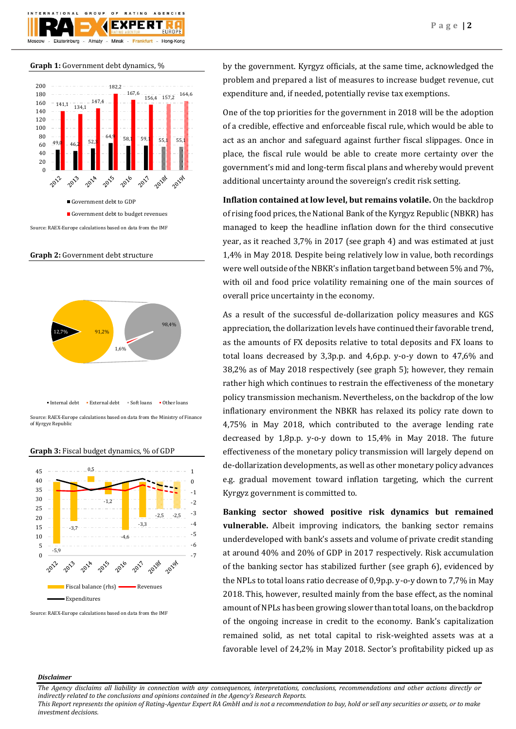**Graph 1:** Government debt dynamics, %

| | 2012 | 2013 | 2014 | 2015 | 2016 | 2017 | 2018f | 2019f |
|---|---|---|---|---|---|---|---|---|
| Government debt to GDP | 49,0 | 46,2 | 52,3 | 64,9 | 58,1 | 59,1 | 55,1 | 55,1 |
| Government debt to budget revenues | 141,1 | 134,1 | 147,4 | 182,2 | 167,6 | 156,4 | 157,2 | 164,6 |

Source: RAEX-Europe calculations based on data from the IMF

**Graph 2:** Government debt structure

Internal debt: 12,7%; External debt: 91,2%; Soft loans: 98,4%; Other loans: 1,6%

Source: RAEX-Europe calculations based on data from the Ministry of Finance of Kyrgyz Republic

**Graph 3:** Fiscal budget dynamics, % of GDP

| | 2012 | 2013 | 2014 | 2015 | 2016 | 2017 | 2018f | 2019f |
|---|---|---|---|---|---|---|---|---|
| Fiscal balance (rhs) | -5,9 | -3,7 | 0,5 | -1,2 | -4,6 | -3,3 | -2,5 | -2,5 |

Revenues; Expenditures

Source: RAEX-Europe calculations based on data from the IMF

by the government. Kyrgyz officials, at the same time, acknowledged the problem and prepared a list of measures to increase budget revenue, cut expenditure and, if needed, potentially revise tax exemptions.

One of the top priorities for the government in 2018 will be the adoption of a credible, effective and enforceable fiscal rule, which would be able to act as an anchor and safeguard against further fiscal slippages. Once in place, the fiscal rule would be able to create more certainty over the government's mid and long-term fiscal plans and whereby would prevent additional uncertainty around the sovereign's credit risk setting.

**Inflation contained at low level, but remains volatile.** On the backdrop of rising food prices, the National Bank of the Kyrgyz Republic (NBKR) has managed to keep the headline inflation down for the third consecutive year, as it reached 3,7% in 2017 (see graph 4) and was estimated at just 1,4% in May 2018. Despite being relatively low in value, both recordings were well outside of the NBKR's inflation target band between 5% and 7%, with oil and food price volatility remaining one of the main sources of overall price uncertainty in the economy.

As a result of the successful de-dollarization policy measures and KGS appreciation, the dollarization levels have continued their favorable trend, as the amounts of FX deposits relative to total deposits and FX loans to total loans decreased by 3,3p.p. and 4,6p.p. y-o-y down to 47,6% and 38,2% as of May 2018 respectively (see graph 5); however, they remain rather high which continues to restrain the effectiveness of the monetary policy transmission mechanism. Nevertheless, on the backdrop of the low inflationary environment the NBKR has relaxed its policy rate down to 4,75% in May 2018, which contributed to the average lending rate decreased by 1,8p.p. y-o-y down to 15,4% in May 2018. The future effectiveness of the monetary policy transmission will largely depend on de-dollarization developments, as well as other monetary policy advances e.g. gradual movement toward inflation targeting, which the current Kyrgyz government is committed to.

**Banking sector showed positive risk dynamics but remained vulnerable.** Albeit improving indicators, the banking sector remains underdeveloped with bank's assets and volume of private credit standing at around 40% and 20% of GDP in 2017 respectively. Risk accumulation of the banking sector has stabilized further (see graph 6), evidenced by the NPLs to total loans ratio decrease of 0,9p.p. y-o-y down to 7,7% in May 2018. This, however, resulted mainly from the base effect, as the nominal amount of NPLs has been growing slower than total loans, on the backdrop of the ongoing increase in credit to the economy. Bank's capitalization remained solid, as net total capital to risk-weighted assets was at a favorable level of 24,2% in May 2018. Sector's profitability picked up as

***Disclaimer***

*The Agency disclaims all liability in connection with any consequences, interpretations, conclusions, recommendations and other actions directly or indirectly related to the conclusions and opinions contained in the Agency's Research Reports.*
*This Report represents the opinion of Rating-Agentur Expert RA GmbH and is not a recommendation to buy, hold or sell any securities or assets, or to make investment decisions.*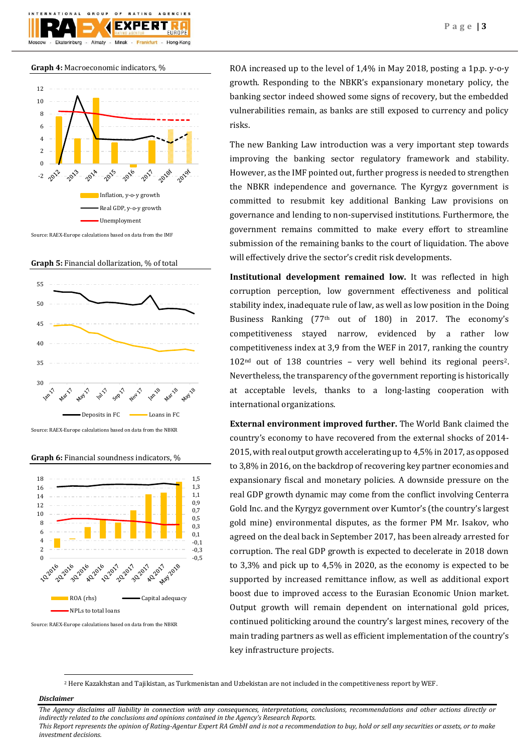**Graph 4:** Macroeconomic indicators, %

Source: RAEX-Europe calculations based on data from the IMF

**Graph 5:** Financial dollarization, % of total

Source: RAEX-Europe calculations based on data from the NBKR

**Graph 6:** Financial soundness indicators, %

Source: RAEX-Europe calculations based on data from the NBKR

ROA increased up to the level of 1,4% in May 2018, posting a 1p.p. y-o-y growth. Responding to the NBKR's expansionary monetary policy, the banking sector indeed showed some signs of recovery, but the embedded vulnerabilities remain, as banks are still exposed to currency and policy risks.

The new Banking Law introduction was a very important step towards improving the banking sector regulatory framework and stability. However, as the IMF pointed out, further progress is needed to strengthen the NBKR independence and governance. The Kyrgyz government is committed to resubmit key additional Banking Law provisions on governance and lending to non-supervised institutions. Furthermore, the government remains committed to make every effort to streamline submission of the remaining banks to the court of liquidation. The above will effectively drive the sector's credit risk developments.

**Institutional development remained low.** It was reflected in high corruption perception, low government effectiveness and political stability index, inadequate rule of law, as well as low position in the Doing Business Ranking (77th out of 180) in 2017. The economy's competitiveness stayed narrow, evidenced by a rather low competitiveness index at 3,9 from the WEF in 2017, ranking the country 102nd out of 138 countries – very well behind its regional peers[2]. Nevertheless, the transparency of the government reporting is historically at acceptable levels, thanks to a long-lasting cooperation with international organizations.

**External environment improved further.** The World Bank claimed the country's economy to have recovered from the external shocks of 2014-2015, with real output growth accelerating up to 4,5% in 2017, as opposed to 3,8% in 2016, on the backdrop of recovering key partner economies and expansionary fiscal and monetary policies. A downside pressure on the real GDP growth dynamic may come from the conflict involving Centerra Gold Inc. and the Kyrgyz government over Kumtor's (the country's largest gold mine) environmental disputes, as the former PM Mr. Isakov, who agreed on the deal back in September 2017, has been already arrested for corruption. The real GDP growth is expected to decelerate in 2018 down to 3,3% and pick up to 4,5% in 2020, as the economy is expected to be supported by increased remittance inflow, as well as additional export boost due to improved access to the Eurasian Economic Union market. Output growth will remain dependent on international gold prices, continued politicking around the country's largest mines, recovery of the main trading partners as well as efficient implementation of the country's key infrastructure projects.

[2] Here Kazakhstan and Tajikistan, as Turkmenistan and Uzbekistan are not included in the competitiveness report by WEF.

***Disclaimer***

*The Agency disclaims all liability in connection with any consequences, interpretations, conclusions, recommendations and other actions directly or indirectly related to the conclusions and opinions contained in the Agency's Research Reports.*
*This Report represents the opinion of Rating-Agentur Expert RA GmbH and is not a recommendation to buy, hold or sell any securities or assets, or to make investment decisions.*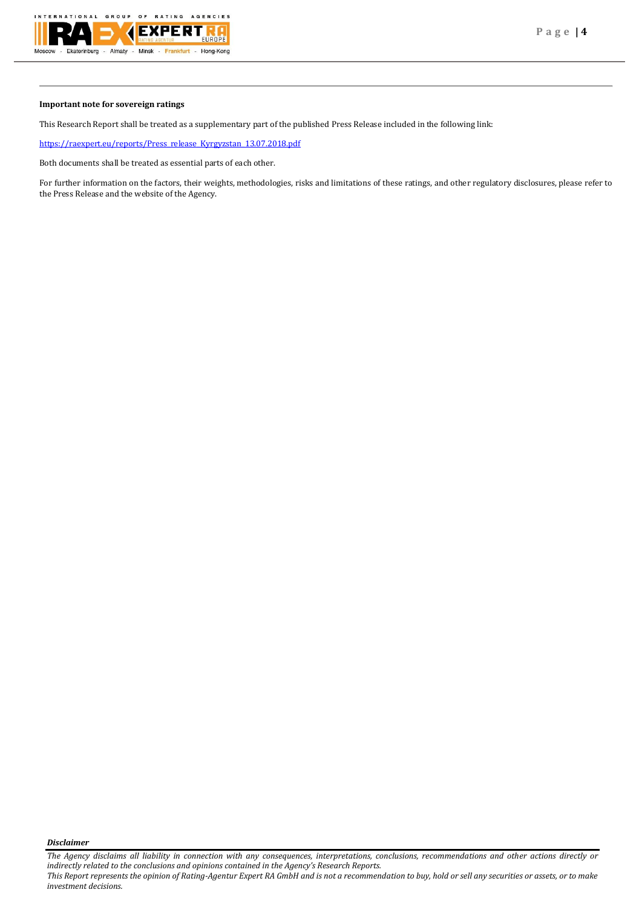**Important note for sovereign ratings**

This Research Report shall be treated as a supplementary part of the published Press Release included in the following link:

https://raexpert.eu/reports/Press_release_Kyrgyzstan_13.07.2018.pdf

Both documents shall be treated as essential parts of each other.

For further information on the factors, their weights, methodologies, risks and limitations of these ratings, and other regulatory disclosures, please refer to the Press Release and the website of the Agency.

***Disclaimer***

*The Agency disclaims all liability in connection with any consequences, interpretations, conclusions, recommendations and other actions directly or indirectly related to the conclusions and opinions contained in the Agency's Research Reports.*

*This Report represents the opinion of Rating-Agentur Expert RA GmbH and is not a recommendation to buy, hold or sell any securities or assets, or to make investment decisions.*